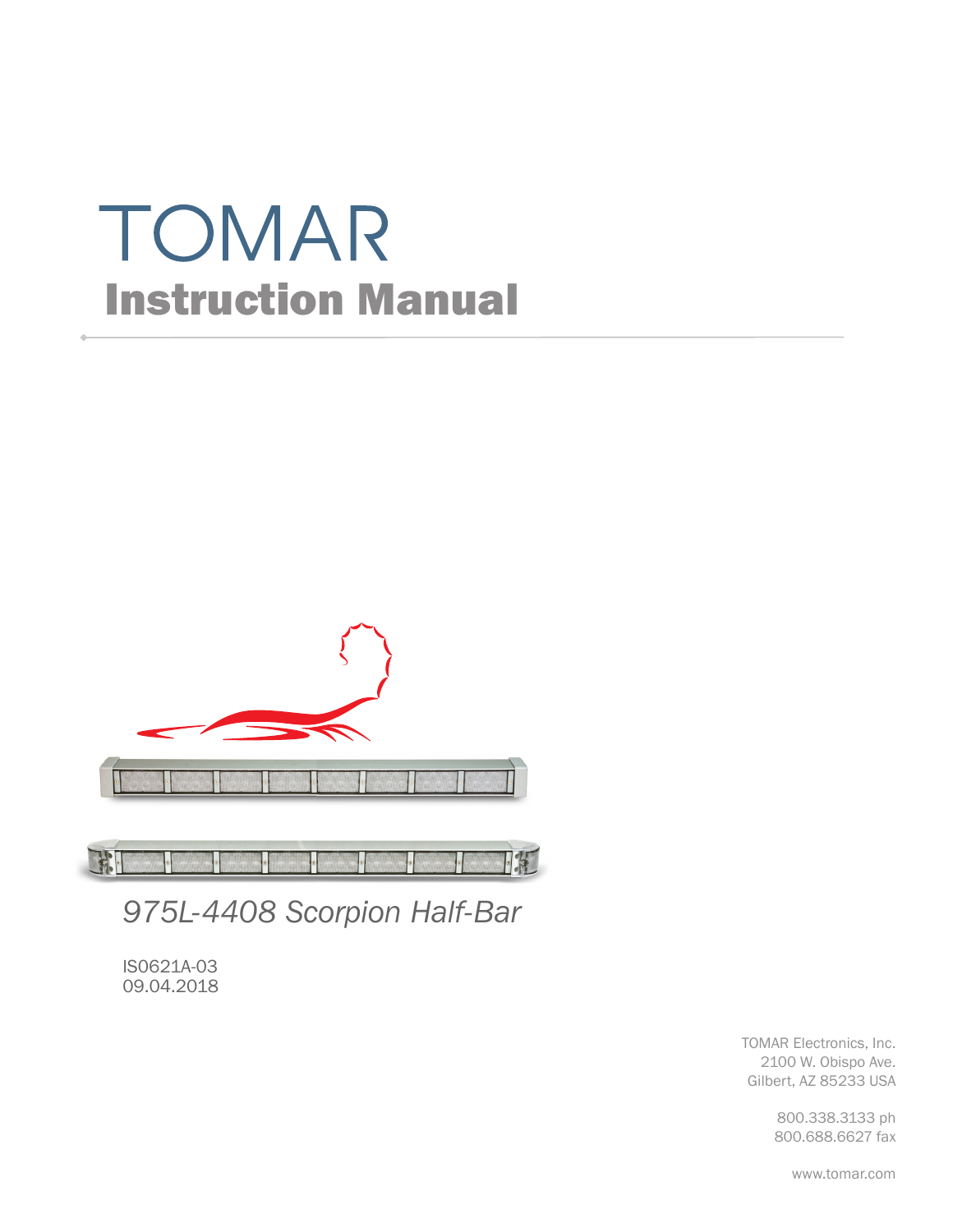# TOMAR

## Instruction Manual

*975L-4408 Scorpion Half-Bar*

IS0621A-03
09.04.2018

TOMAR Electronics, Inc.
2100 W. Obispo Ave.
Gilbert, AZ 85233 USA

800.338.3133 ph
800.688.6627 fax

www.tomar.com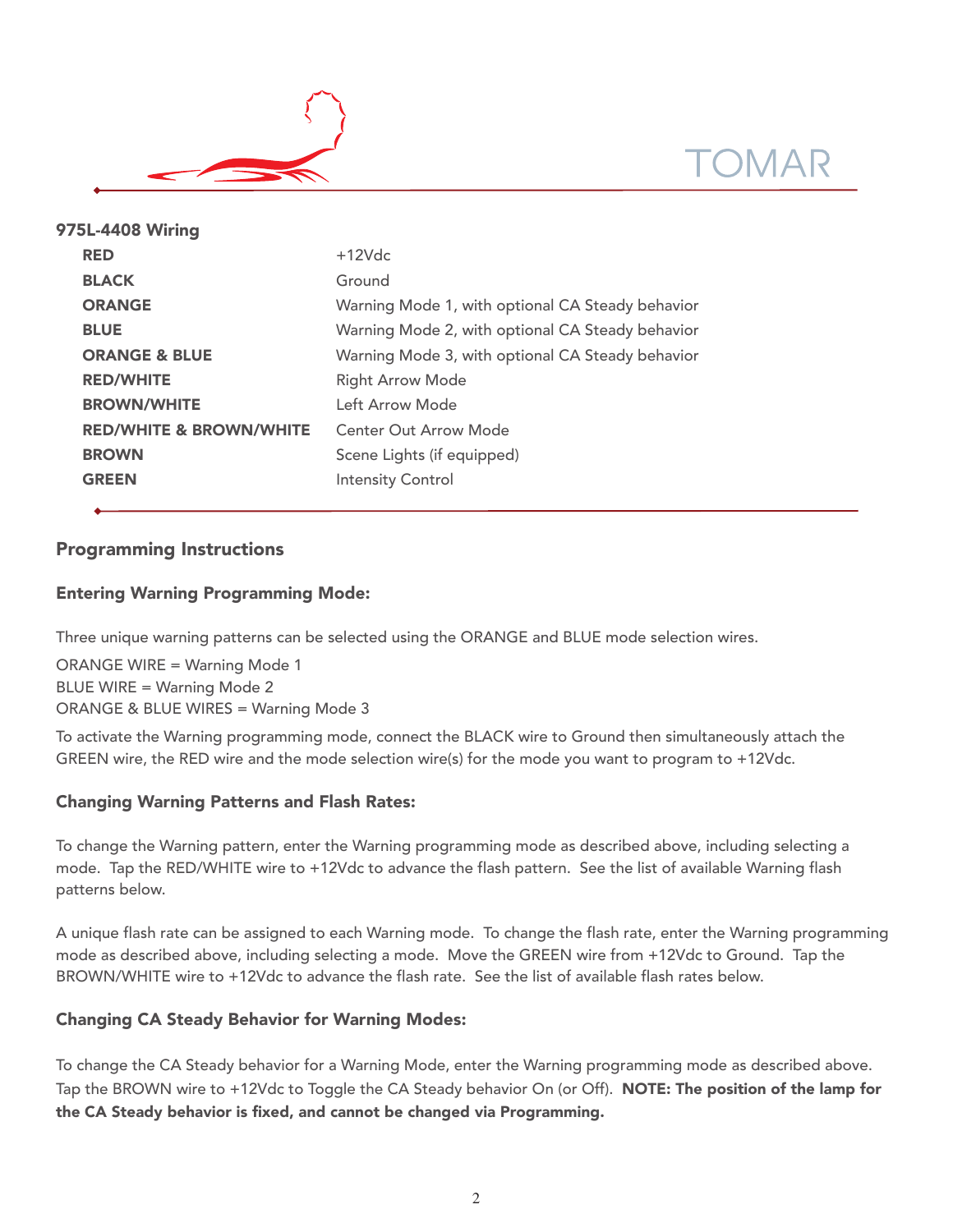## 975L-4408 Wiring

| | |
|---|---|
| **RED** | +12Vdc |
| **BLACK** | Ground |
| **ORANGE** | Warning Mode 1, with optional CA Steady behavior |
| **BLUE** | Warning Mode 2, with optional CA Steady behavior |
| **ORANGE & BLUE** | Warning Mode 3, with optional CA Steady behavior |
| **RED/WHITE** | Right Arrow Mode |
| **BROWN/WHITE** | Left Arrow Mode |
| **RED/WHITE & BROWN/WHITE** | Center Out Arrow Mode |
| **BROWN** | Scene Lights (if equipped) |
| **GREEN** | Intensity Control |

## Programming Instructions

### Entering Warning Programming Mode:

Three unique warning patterns can be selected using the ORANGE and BLUE mode selection wires.

ORANGE WIRE = Warning Mode 1
BLUE WIRE = Warning Mode 2
ORANGE & BLUE WIRES = Warning Mode 3

To activate the Warning programming mode, connect the BLACK wire to Ground then simultaneously attach the GREEN wire, the RED wire and the mode selection wire(s) for the mode you want to program to +12Vdc.

### Changing Warning Patterns and Flash Rates:

To change the Warning pattern, enter the Warning programming mode as described above, including selecting a mode. Tap the RED/WHITE wire to +12Vdc to advance the flash pattern. See the list of available Warning flash patterns below.

A unique flash rate can be assigned to each Warning mode. To change the flash rate, enter the Warning programming mode as described above, including selecting a mode. Move the GREEN wire from +12Vdc to Ground. Tap the BROWN/WHITE wire to +12Vdc to advance the flash rate. See the list of available flash rates below.

### Changing CA Steady Behavior for Warning Modes:

To change the CA Steady behavior for a Warning Mode, enter the Warning programming mode as described above. Tap the BROWN wire to +12Vdc to Toggle the CA Steady behavior On (or Off). **NOTE: The position of the lamp for the CA Steady behavior is fixed, and cannot be changed via Programming.**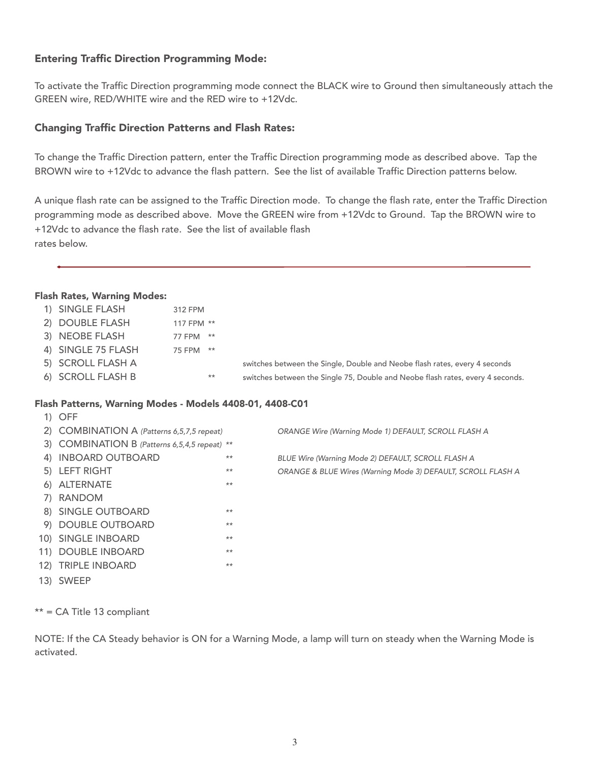### Entering Traffic Direction Programming Mode:

To activate the Traffic Direction programming mode connect the BLACK wire to Ground then simultaneously attach the GREEN wire, RED/WHITE wire and the RED wire to +12Vdc.

### Changing Traffic Direction Patterns and Flash Rates:

To change the Traffic Direction pattern, enter the Traffic Direction programming mode as described above. Tap the BROWN wire to +12Vdc to advance the flash pattern. See the list of available Traffic Direction patterns below.

A unique flash rate can be assigned to the Traffic Direction mode. To change the flash rate, enter the Traffic Direction programming mode as described above. Move the GREEN wire from +12Vdc to Ground. Tap the BROWN wire to +12Vdc to advance the flash rate. See the list of available flash rates below.

---

#### Flash Rates, Warning Modes:

| | Flash Rate | FPM | | Description |
|---|---|---|---|---|
| 1) | SINGLE FLASH | 312 FPM | | |
| 2) | DOUBLE FLASH | 117 FPM | ** | |
| 3) | NEOBE FLASH | 77 FPM | ** | |
| 4) | SINGLE 75 FLASH | 75 FPM | ** | |
| 5) | SCROLL FLASH A | | | switches between the Single, Double and Neobe flash rates, every 4 seconds |
| 6) | SCROLL FLASH B | | ** | switches between the Single 75, Double and Neobe flash rates, every 4 seconds. |

#### Flash Patterns, Warning Modes - Models 4408-01, 4408-C01

| | Flash Pattern | | Default |
|---|---|---|---|
| 1) | OFF | | |
| 2) | COMBINATION A *(Patterns 6,5,7,5 repeat)* | | *ORANGE Wire (Warning Mode 1) DEFAULT, SCROLL FLASH A* |
| 3) | COMBINATION B *(Patterns 6,5,4,5 repeat)* | ** | |
| 4) | INBOARD OUTBOARD | ** | *BLUE Wire (Warning Mode 2) DEFAULT, SCROLL FLASH A* |
| 5) | LEFT RIGHT | ** | *ORANGE & BLUE Wires (Warning Mode 3) DEFAULT, SCROLL FLASH A* |
| 6) | ALTERNATE | ** | |
| 7) | RANDOM | | |
| 8) | SINGLE OUTBOARD | ** | |
| 9) | DOUBLE OUTBOARD | ** | |
| 10) | SINGLE INBOARD | ** | |
| 11) | DOUBLE INBOARD | ** | |
| 12) | TRIPLE INBOARD | ** | |
| 13) | SWEEP | | |

** = CA Title 13 compliant

NOTE: If the CA Steady behavior is ON for a Warning Mode, a lamp will turn on steady when the Warning Mode is activated.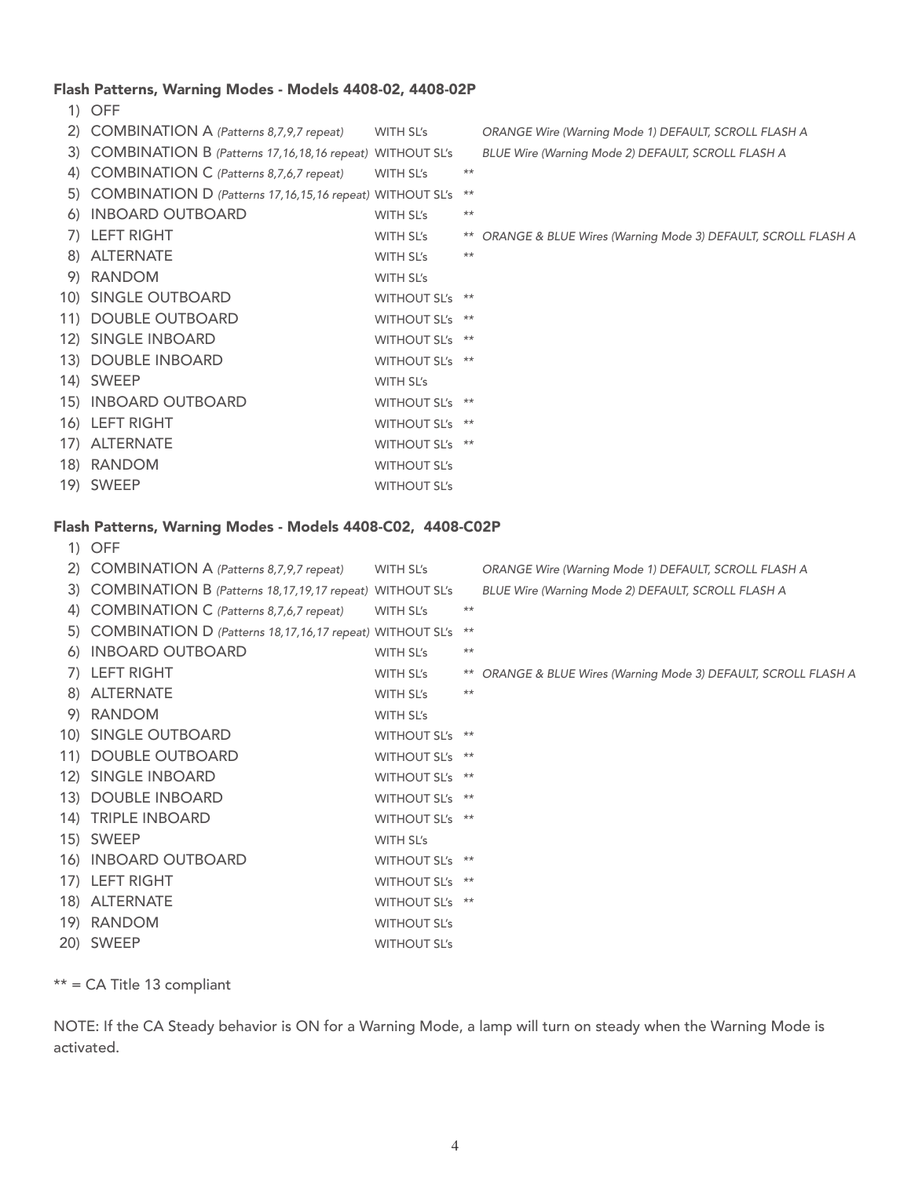#### Flash Patterns, Warning Modes - Models 4408-02, 4408-02P

| # | Pattern | SL's | ** | Notes |
|---|---|---|---|---|
| 1) | OFF | | | |
| 2) | COMBINATION A *(Patterns 8,7,9,7 repeat)* | WITH SL's | | *ORANGE Wire (Warning Mode 1) DEFAULT, SCROLL FLASH A* |
| 3) | COMBINATION B *(Patterns 17,16,18,16 repeat)* | WITHOUT SL's | | *BLUE Wire (Warning Mode 2) DEFAULT, SCROLL FLASH A* |
| 4) | COMBINATION C *(Patterns 8,7,6,7 repeat)* | WITH SL's | ** | |
| 5) | COMBINATION D *(Patterns 17,16,15,16 repeat)* | WITHOUT SL's | ** | |
| 6) | INBOARD OUTBOARD | WITH SL's | ** | |
| 7) | LEFT RIGHT | WITH SL's | ** | *ORANGE & BLUE Wires (Warning Mode 3) DEFAULT, SCROLL FLASH A* |
| 8) | ALTERNATE | WITH SL's | ** | |
| 9) | RANDOM | WITH SL's | | |
| 10) | SINGLE OUTBOARD | WITHOUT SL's | ** | |
| 11) | DOUBLE OUTBOARD | WITHOUT SL's | ** | |
| 12) | SINGLE INBOARD | WITHOUT SL's | ** | |
| 13) | DOUBLE INBOARD | WITHOUT SL's | ** | |
| 14) | SWEEP | WITH SL's | | |
| 15) | INBOARD OUTBOARD | WITHOUT SL's | ** | |
| 16) | LEFT RIGHT | WITHOUT SL's | ** | |
| 17) | ALTERNATE | WITHOUT SL's | ** | |
| 18) | RANDOM | WITHOUT SL's | | |
| 19) | SWEEP | WITHOUT SL's | | |

#### Flash Patterns, Warning Modes - Models 4408-C02, 4408-C02P

| # | Pattern | SL's | ** | Notes |
|---|---|---|---|---|
| 1) | OFF | | | |
| 2) | COMBINATION A *(Patterns 8,7,9,7 repeat)* | WITH SL's | | *ORANGE Wire (Warning Mode 1) DEFAULT, SCROLL FLASH A* |
| 3) | COMBINATION B *(Patterns 18,17,19,17 repeat)* | WITHOUT SL's | | *BLUE Wire (Warning Mode 2) DEFAULT, SCROLL FLASH A* |
| 4) | COMBINATION C *(Patterns 8,7,6,7 repeat)* | WITH SL's | ** | |
| 5) | COMBINATION D *(Patterns 18,17,16,17 repeat)* | WITHOUT SL's | ** | |
| 6) | INBOARD OUTBOARD | WITH SL's | ** | |
| 7) | LEFT RIGHT | WITH SL's | ** | *ORANGE & BLUE Wires (Warning Mode 3) DEFAULT, SCROLL FLASH A* |
| 8) | ALTERNATE | WITH SL's | ** | |
| 9) | RANDOM | WITH SL's | | |
| 10) | SINGLE OUTBOARD | WITHOUT SL's | ** | |
| 11) | DOUBLE OUTBOARD | WITHOUT SL's | ** | |
| 12) | SINGLE INBOARD | WITHOUT SL's | ** | |
| 13) | DOUBLE INBOARD | WITHOUT SL's | ** | |
| 14) | TRIPLE INBOARD | WITHOUT SL's | ** | |
| 15) | SWEEP | WITH SL's | | |
| 16) | INBOARD OUTBOARD | WITHOUT SL's | ** | |
| 17) | LEFT RIGHT | WITHOUT SL's | ** | |
| 18) | ALTERNATE | WITHOUT SL's | ** | |
| 19) | RANDOM | WITHOUT SL's | | |
| 20) | SWEEP | WITHOUT SL's | | |

** = CA Title 13 compliant

NOTE: If the CA Steady behavior is ON for a Warning Mode, a lamp will turn on steady when the Warning Mode is activated.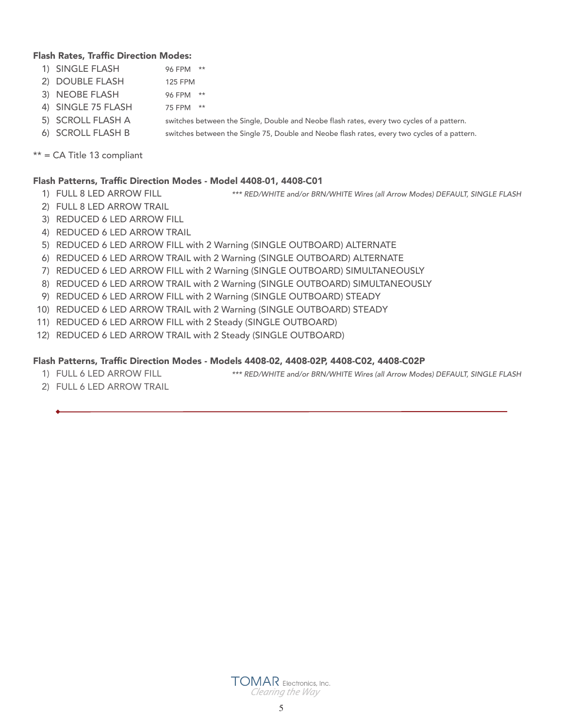**Flash Rates, Traffic Direction Modes:**

1) SINGLE FLASH 96 FPM **
2) DOUBLE FLASH 125 FPM
3) NEOBE FLASH 96 FPM **
4) SINGLE 75 FLASH 75 FPM **
5) SCROLL FLASH A switches between the Single, Double and Neobe flash rates, every two cycles of a pattern.
6) SCROLL FLASH B switches between the Single 75, Double and Neobe flash rates, every two cycles of a pattern.

** = CA Title 13 compliant

**Flash Patterns, Traffic Direction Modes - Model 4408-01, 4408-C01**

1) FULL 8 LED ARROW FILL *** RED/WHITE and/or BRN/WHITE Wires (all Arrow Modes) DEFAULT, SINGLE FLASH*
2) FULL 8 LED ARROW TRAIL
3) REDUCED 6 LED ARROW FILL
4) REDUCED 6 LED ARROW TRAIL
5) REDUCED 6 LED ARROW FILL with 2 Warning (SINGLE OUTBOARD) ALTERNATE
6) REDUCED 6 LED ARROW TRAIL with 2 Warning (SINGLE OUTBOARD) ALTERNATE
7) REDUCED 6 LED ARROW FILL with 2 Warning (SINGLE OUTBOARD) SIMULTANEOUSLY
8) REDUCED 6 LED ARROW TRAIL with 2 Warning (SINGLE OUTBOARD) SIMULTANEOUSLY
9) REDUCED 6 LED ARROW FILL with 2 Warning (SINGLE OUTBOARD) STEADY
10) REDUCED 6 LED ARROW TRAIL with 2 Warning (SINGLE OUTBOARD) STEADY
11) REDUCED 6 LED ARROW FILL with 2 Steady (SINGLE OUTBOARD)
12) REDUCED 6 LED ARROW TRAIL with 2 Steady (SINGLE OUTBOARD)

**Flash Patterns, Traffic Direction Modes - Models 4408-02, 4408-02P, 4408-C02, 4408-C02P**

1) FULL 6 LED ARROW FILL *** RED/WHITE and/or BRN/WHITE Wires (all Arrow Modes) DEFAULT, SINGLE FLASH*
2) FULL 6 LED ARROW TRAIL